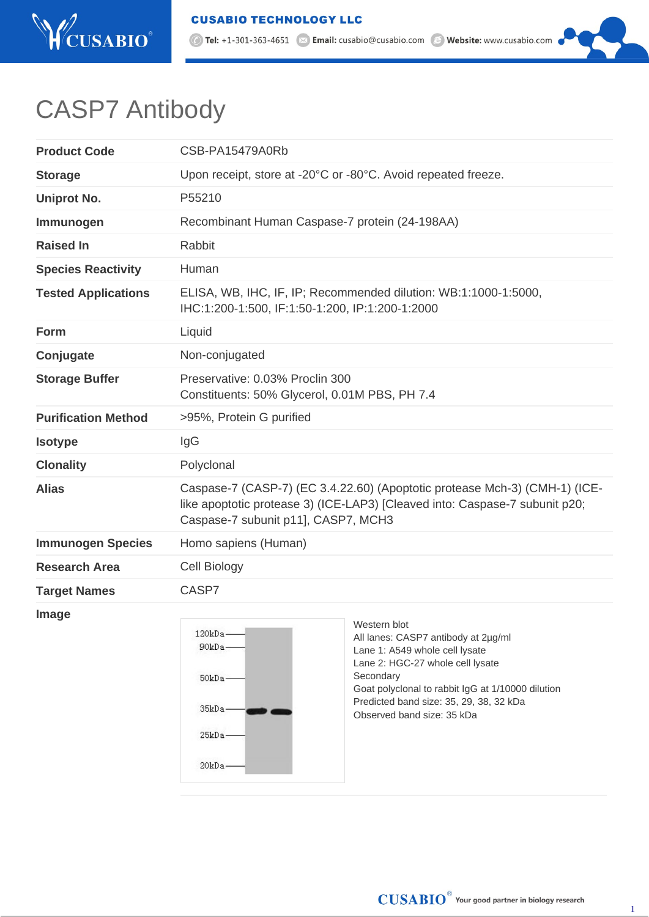# CASP7 Antibody

| | |
|---|---|
| **Product Code** | CSB-PA15479A0Rb |
| **Storage** | Upon receipt, store at -20°C or -80°C. Avoid repeated freeze. |
| **Uniprot No.** | P55210 |
| **Immunogen** | Recombinant Human Caspase-7 protein (24-198AA) |
| **Raised In** | Rabbit |
| **Species Reactivity** | Human |
| **Tested Applications** | ELISA, WB, IHC, IF, IP; Recommended dilution: WB:1:1000-1:5000, IHC:1:200-1:500, IF:1:50-1:200, IP:1:200-1:2000 |
| **Form** | Liquid |
| **Conjugate** | Non-conjugated |
| **Storage Buffer** | Preservative: 0.03% Proclin 300<br>Constituents: 50% Glycerol, 0.01M PBS, PH 7.4 |
| **Purification Method** | >95%, Protein G purified |
| **Isotype** | IgG |
| **Clonality** | Polyclonal |
| **Alias** | Caspase-7 (CASP-7) (EC 3.4.22.60) (Apoptotic protease Mch-3) (CMH-1) (ICE-like apoptotic protease 3) (ICE-LAP3) [Cleaved into: Caspase-7 subunit p20; Caspase-7 subunit p11], CASP7, MCH3 |
| **Immunogen Species** | Homo sapiens (Human) |
| **Research Area** | Cell Biology |
| **Target Names** | CASP7 |
| **Image** | |

120kDa, 90kDa, 50kDa, 35kDa, 25kDa, 20kDa

Western blot
All lanes: CASP7 antibody at 2µg/ml
Lane 1: A549 whole cell lysate
Lane 2: HGC-27 whole cell lysate
Secondary
Goat polyclonal to rabbit IgG at 1/10000 dilution
Predicted band size: 35, 29, 38, 32 kDa
Observed band size: 35 kDa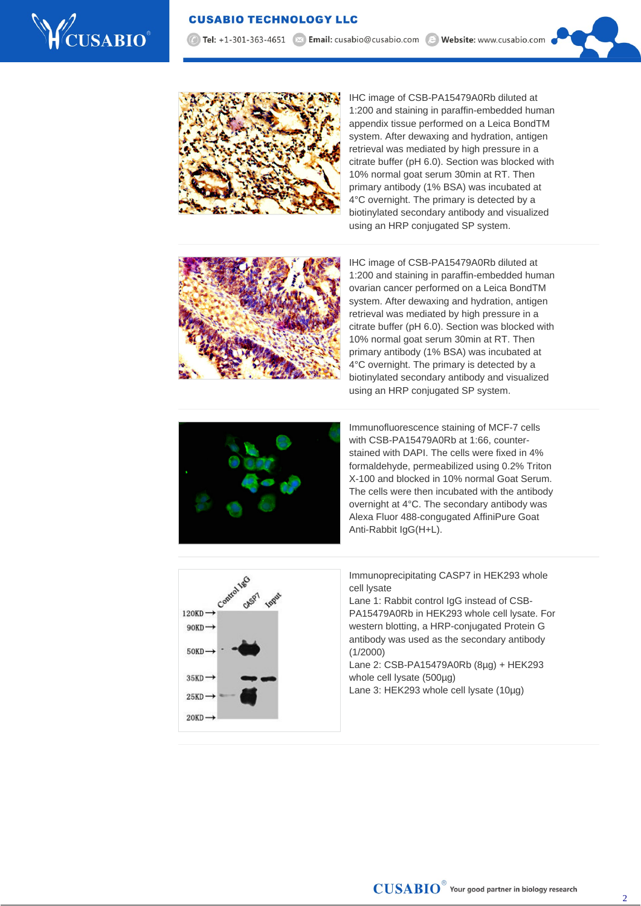IHC image of CSB-PA15479A0Rb diluted at 1:200 and staining in paraffin-embedded human appendix tissue performed on a Leica BondTM system. After dewaxing and hydration, antigen retrieval was mediated by high pressure in a citrate buffer (pH 6.0). Section was blocked with 10% normal goat serum 30min at RT. Then primary antibody (1% BSA) was incubated at 4°C overnight. The primary is detected by a biotinylated secondary antibody and visualized using an HRP conjugated SP system.

IHC image of CSB-PA15479A0Rb diluted at 1:200 and staining in paraffin-embedded human ovarian cancer performed on a Leica BondTM system. After dewaxing and hydration, antigen retrieval was mediated by high pressure in a citrate buffer (pH 6.0). Section was blocked with 10% normal goat serum 30min at RT. Then primary antibody (1% BSA) was incubated at 4°C overnight. The primary is detected by a biotinylated secondary antibody and visualized using an HRP conjugated SP system.

Immunofluorescence staining of MCF-7 cells with CSB-PA15479A0Rb at 1:66, counter-stained with DAPI. The cells were fixed in 4% formaldehyde, permeabilized using 0.2% Triton X-100 and blocked in 10% normal Goat Serum. The cells were then incubated with the antibody overnight at 4°C. The secondary antibody was Alexa Fluor 488-congugated AffiniPure Goat Anti-Rabbit IgG(H+L).

Control IgG
CASP7
Input
120KD
90KD
50KD
35KD
25KD
20KD

Immunoprecipitating CASP7 in HEK293 whole cell lysate
Lane 1: Rabbit control IgG instead of CSB-PA15479A0Rb in HEK293 whole cell lysate. For western blotting, a HRP-conjugated Protein G antibody was used as the secondary antibody (1/2000)
Lane 2: CSB-PA15479A0Rb (8µg) + HEK293 whole cell lysate (500µg)
Lane 3: HEK293 whole cell lysate (10µg)